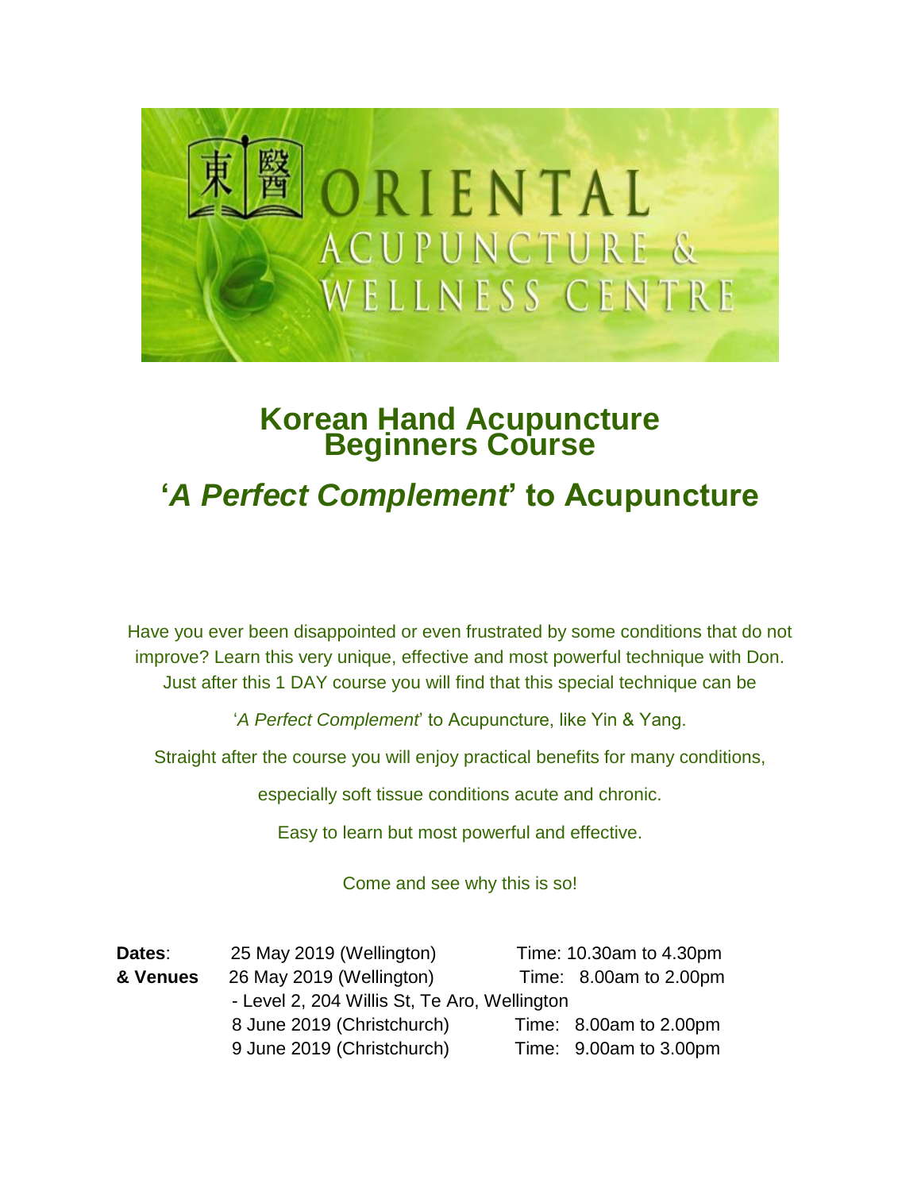東醫 ORIENTAL ACUPUNCTURE & WELLNESS CENTRE

# Korean Hand Acupuncture Beginners Course

## '*A Perfect Complement*' to Acupuncture

Have you ever been disappointed or even frustrated by some conditions that do not improve? Learn this very unique, effective and most powerful technique with Don. Just after this 1 DAY course you will find that this special technique can be

'*A Perfect Complement*' to Acupuncture, like Yin & Yang.

Straight after the course you will enjoy practical benefits for many conditions,

especially soft tissue conditions acute and chronic.

Easy to learn but most powerful and effective.

Come and see why this is so!

| **Dates**: **& Venues** | | |
|---|---|---|
| | 25 May 2019 (Wellington) | Time: 10.30am to 4.30pm |
| | 26 May 2019 (Wellington) | Time: 8.00am to 2.00pm |
| | - Level 2, 204 Willis St, Te Aro, Wellington | |
| | 8 June 2019 (Christchurch) | Time: 8.00am to 2.00pm |
| | 9 June 2019 (Christchurch) | Time: 9.00am to 3.00pm |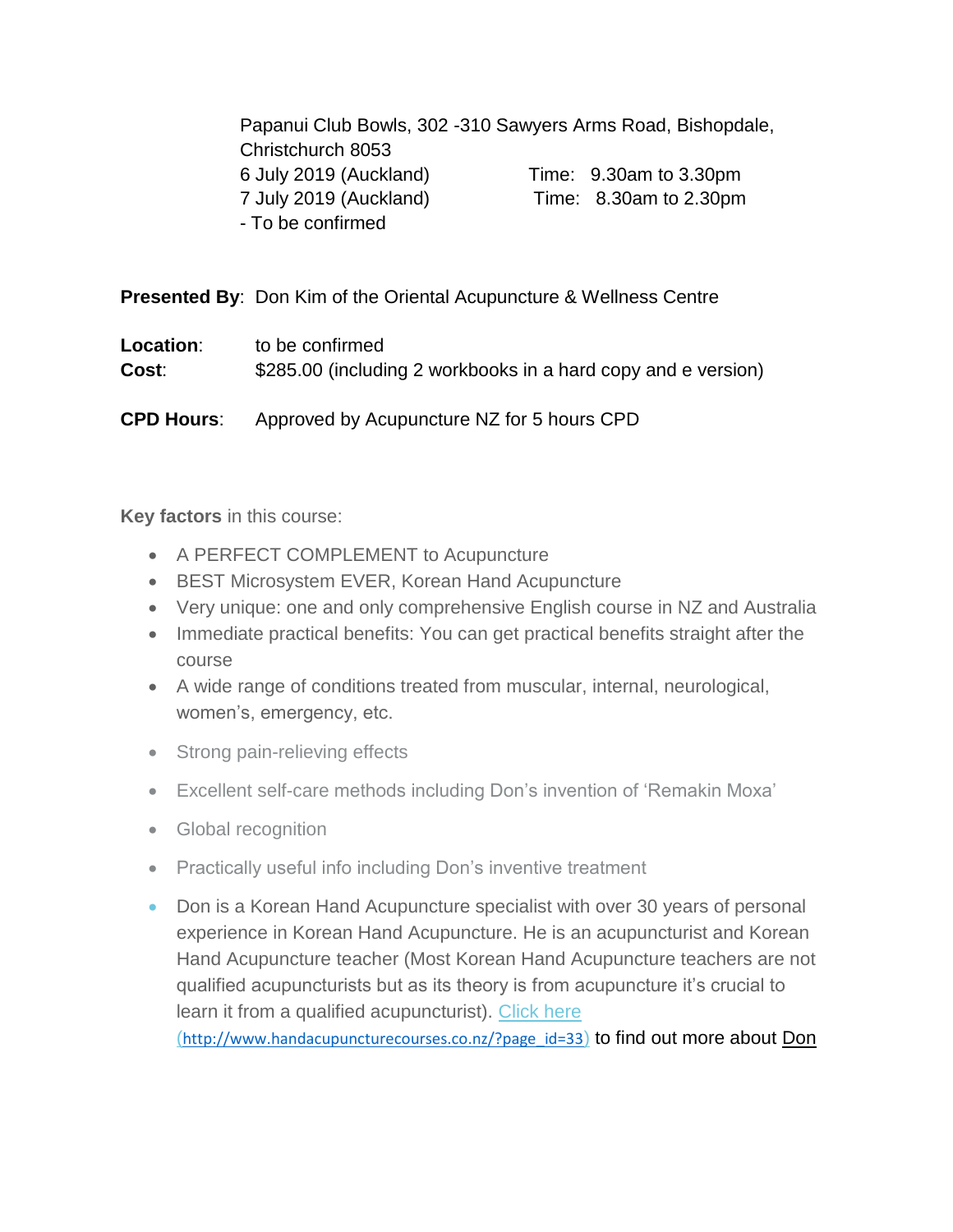Papanui Club Bowls, 302 -310 Sawyers Arms Road, Bishopdale, Christchurch 8053

6 July 2019 (Auckland)    Time: 9.30am to 3.30pm

7 July 2019 (Auckland)    Time: 8.30am to 2.30pm

- To be confirmed

**Presented By**: Don Kim of the Oriental Acupuncture & Wellness Centre

**Location**: to be confirmed

**Cost**: $285.00 (including 2 workbooks in a hard copy and e version)

**CPD Hours**: Approved by Acupuncture NZ for 5 hours CPD

**Key factors** in this course:

- A PERFECT COMPLEMENT to Acupuncture
- BEST Microsystem EVER, Korean Hand Acupuncture
- Very unique: one and only comprehensive English course in NZ and Australia
- Immediate practical benefits: You can get practical benefits straight after the course
- A wide range of conditions treated from muscular, internal, neurological, women's, emergency, etc.
- Strong pain-relieving effects
- Excellent self-care methods including Don's invention of 'Remakin Moxa'
- Global recognition
- Practically useful info including Don's inventive treatment
- Don is a Korean Hand Acupuncture specialist with over 30 years of personal experience in Korean Hand Acupuncture. He is an acupuncturist and Korean Hand Acupuncture teacher (Most Korean Hand Acupuncture teachers are not qualified acupuncturists but as its theory is from acupuncture it's crucial to learn it from a qualified acupuncturist). [Click here](http://www.handacupuncturecourses.co.nz/?page_id=33) (http://www.handacupuncturecourses.co.nz/?page_id=33) to find out more about Don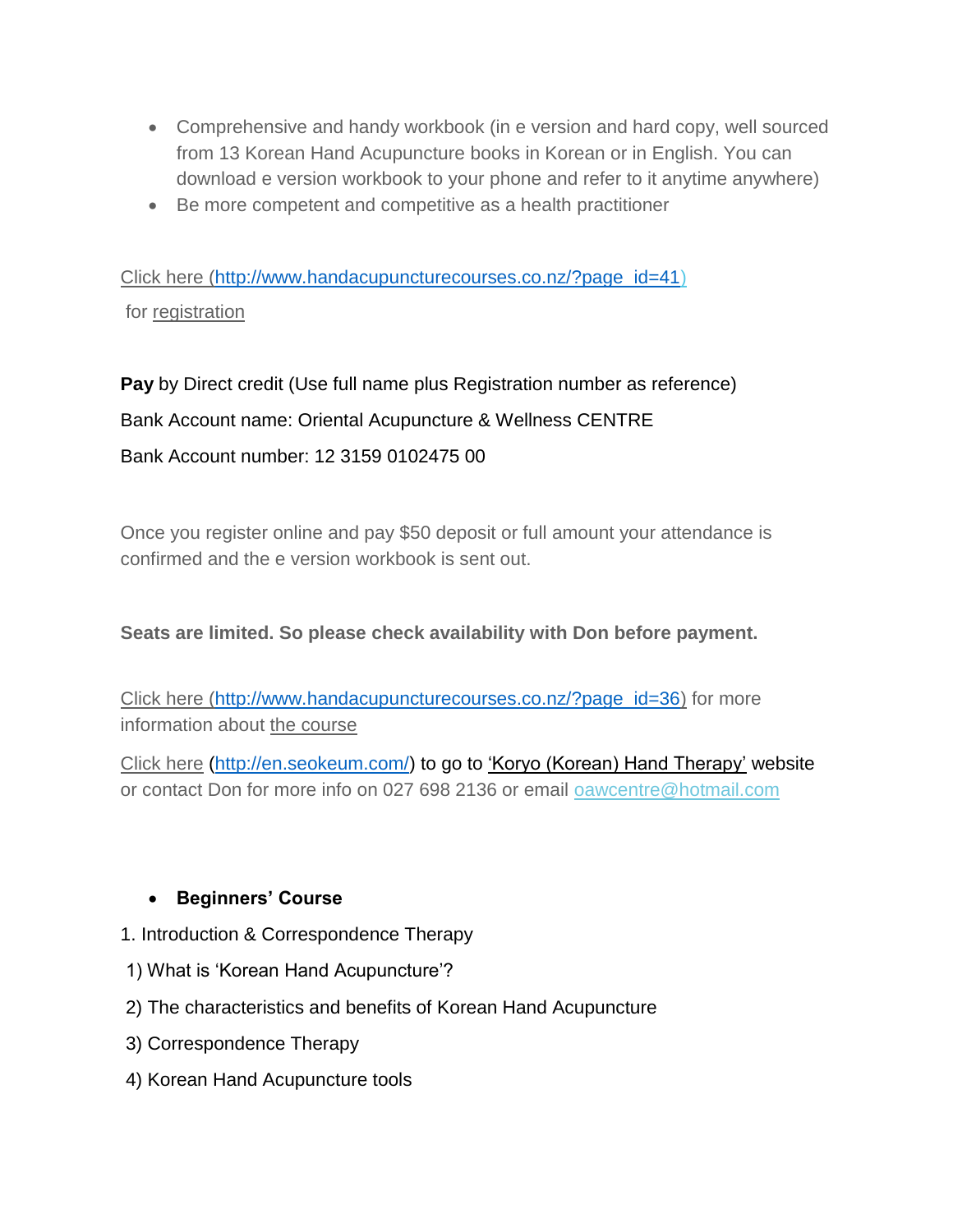- Comprehensive and handy workbook (in e version and hard copy, well sourced from 13 Korean Hand Acupuncture books in Korean or in English. You can download e version workbook to your phone and refer to it anytime anywhere)
- Be more competent and competitive as a health practitioner

Click here (http://www.handacupuncturecourses.co.nz/?page_id=41)

for registration

**Pay** by Direct credit (Use full name plus Registration number as reference)

Bank Account name: Oriental Acupuncture & Wellness CENTRE

Bank Account number: 12 3159 0102475 00

Once you register online and pay $50 deposit or full amount your attendance is confirmed and the e version workbook is sent out.

**Seats are limited. So please check availability with Don before payment.**

Click here (http://www.handacupuncturecourses.co.nz/?page_id=36) for more information about the course

Click here (http://en.seokeum.com/) to go to 'Koryo (Korean) Hand Therapy' website or contact Don for more info on 027 698 2136 or email oawcentre@hotmail.com

- **Beginners' Course**

1. Introduction & Correspondence Therapy

1) What is 'Korean Hand Acupuncture'?

2) The characteristics and benefits of Korean Hand Acupuncture

3) Correspondence Therapy

4) Korean Hand Acupuncture tools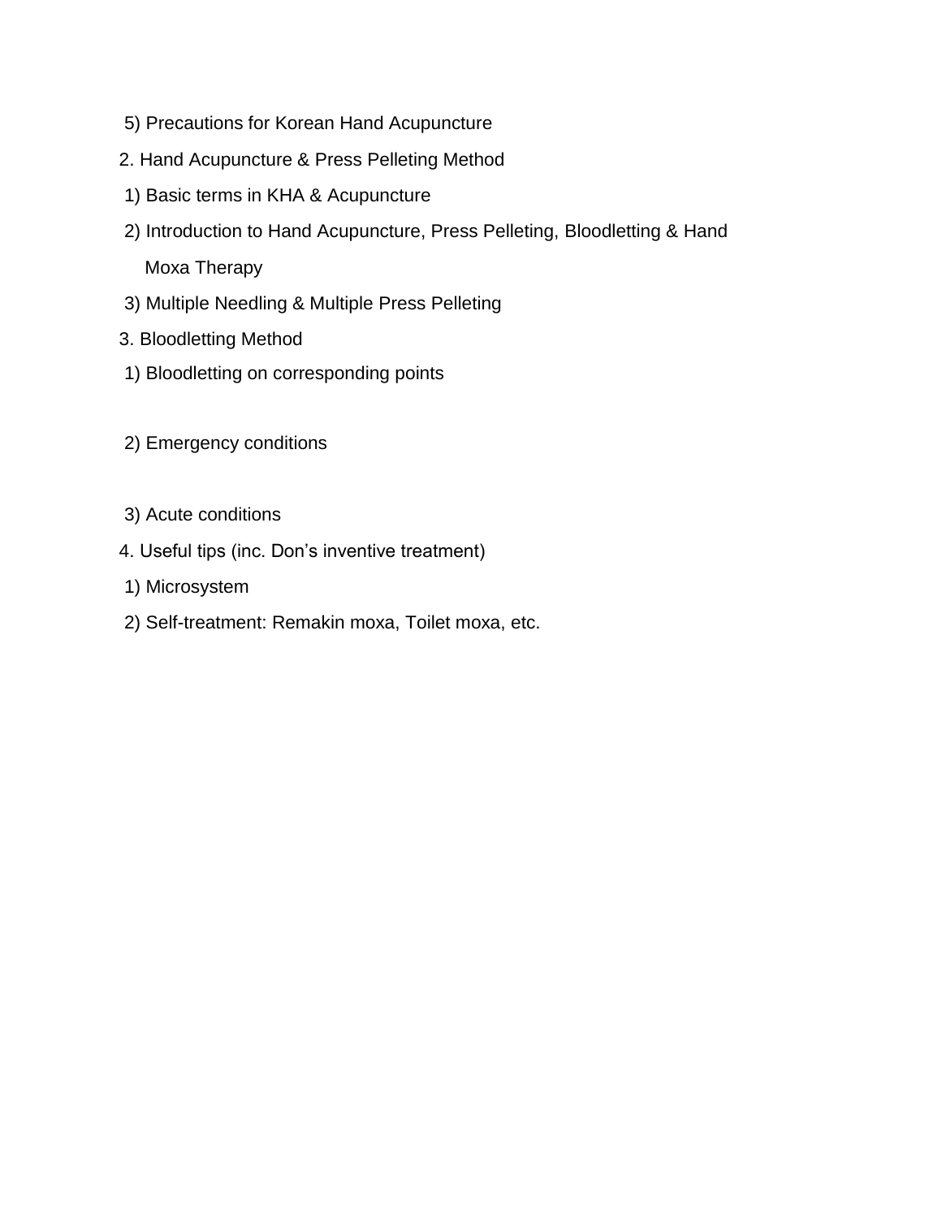5) Precautions for Korean Hand Acupuncture

2. Hand Acupuncture & Press Pelleting Method

1) Basic terms in KHA & Acupuncture

2) Introduction to Hand Acupuncture, Press Pelleting, Bloodletting & Hand Moxa Therapy

3) Multiple Needling & Multiple Press Pelleting

3. Bloodletting Method

1) Bloodletting on corresponding points

2) Emergency conditions

3) Acute conditions

4. Useful tips (inc. Don's inventive treatment)

1) Microsystem

2) Self-treatment: Remakin moxa, Toilet moxa, etc.